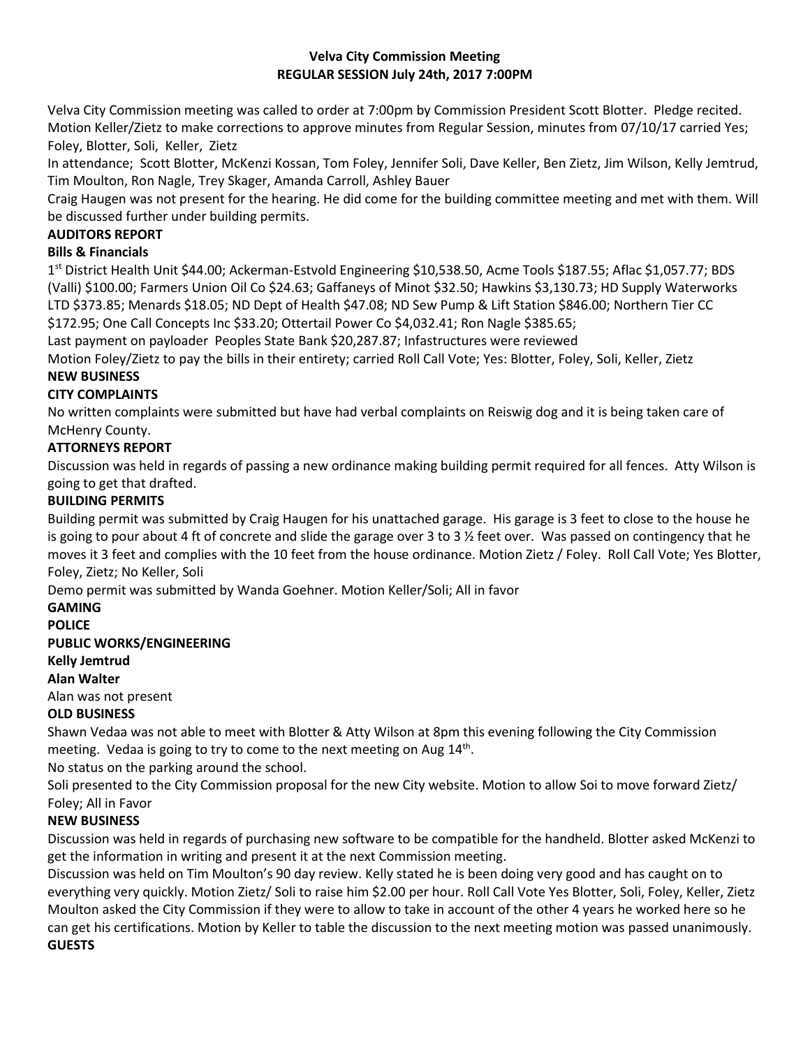# Velva City Commission Meeting
## REGULAR SESSION July 24th, 2017 7:00PM

Velva City Commission meeting was called to order at 7:00pm by Commission President Scott Blotter. Pledge recited. Motion Keller/Zietz to make corrections to approve minutes from Regular Session, minutes from 07/10/17 carried Yes; Foley, Blotter, Soli, Keller, Zietz

In attendance; Scott Blotter, McKenzi Kossan, Tom Foley, Jennifer Soli, Dave Keller, Ben Zietz, Jim Wilson, Kelly Jemtrud, Tim Moulton, Ron Nagle, Trey Skager, Amanda Carroll, Ashley Bauer

Craig Haugen was not present for the hearing. He did come for the building committee meeting and met with them. Will be discussed further under building permits.

**AUDITORS REPORT**

**Bills & Financials**

1st District Health Unit $44.00; Ackerman-Estvold Engineering $10,538.50, Acme Tools $187.55; Aflac $1,057.77; BDS (Valli) $100.00; Farmers Union Oil Co $24.63; Gaffaneys of Minot $32.50; Hawkins $3,130.73; HD Supply Waterworks LTD $373.85; Menards $18.05; ND Dept of Health $47.08; ND Sew Pump & Lift Station $846.00; Northern Tier CC $172.95; One Call Concepts Inc $33.20; Ottertail Power Co $4,032.41; Ron Nagle $385.65;

Last payment on payloader Peoples State Bank $20,287.87; Infastructures were reviewed

Motion Foley/Zietz to pay the bills in their entirety; carried Roll Call Vote; Yes: Blotter, Foley, Soli, Keller, Zietz

**NEW BUSINESS**

**CITY COMPLAINTS**

No written complaints were submitted but have had verbal complaints on Reiswig dog and it is being taken care of McHenry County.

**ATTORNEYS REPORT**

Discussion was held in regards of passing a new ordinance making building permit required for all fences. Atty Wilson is going to get that drafted.

**BUILDING PERMITS**

Building permit was submitted by Craig Haugen for his unattached garage. His garage is 3 feet to close to the house he is going to pour about 4 ft of concrete and slide the garage over 3 to 3 ½ feet over. Was passed on contingency that he moves it 3 feet and complies with the 10 feet from the house ordinance. Motion Zietz / Foley. Roll Call Vote; Yes Blotter, Foley, Zietz; No Keller, Soli

Demo permit was submitted by Wanda Goehner. Motion Keller/Soli; All in favor

**GAMING**

**POLICE**

**PUBLIC WORKS/ENGINEERING**

**Kelly Jemtrud**

**Alan Walter**

Alan was not present

**OLD BUSINESS**

Shawn Vedaa was not able to meet with Blotter & Atty Wilson at 8pm this evening following the City Commission meeting. Vedaa is going to try to come to the next meeting on Aug 14th.

No status on the parking around the school.

Soli presented to the City Commission proposal for the new City website. Motion to allow Soi to move forward Zietz/ Foley; All in Favor

**NEW BUSINESS**

Discussion was held in regards of purchasing new software to be compatible for the handheld. Blotter asked McKenzi to get the information in writing and present it at the next Commission meeting.

Discussion was held on Tim Moulton's 90 day review. Kelly stated he is been doing very good and has caught on to everything very quickly. Motion Zietz/ Soli to raise him $2.00 per hour. Roll Call Vote Yes Blotter, Soli, Foley, Keller, Zietz

Moulton asked the City Commission if they were to allow to take in account of the other 4 years he worked here so he can get his certifications. Motion by Keller to table the discussion to the next meeting motion was passed unanimously.

**GUESTS**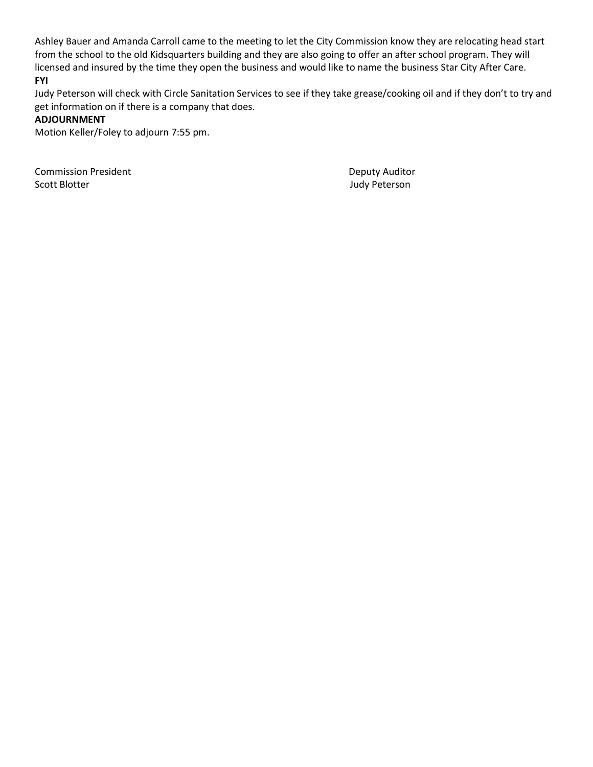Ashley Bauer and Amanda Carroll came to the meeting to let the City Commission know they are relocating head start from the school to the old Kidsquarters building and they are also going to offer an after school program. They will licensed and insured by the time they open the business and would like to name the business Star City After Care.

**FYI**

Judy Peterson will check with Circle Sanitation Services to see if they take grease/cooking oil and if they don't to try and get information on if there is a company that does.

**ADJOURNMENT**

Motion Keller/Foley to adjourn 7:55 pm.

Commission President
Scott Blotter

Deputy Auditor
Judy Peterson